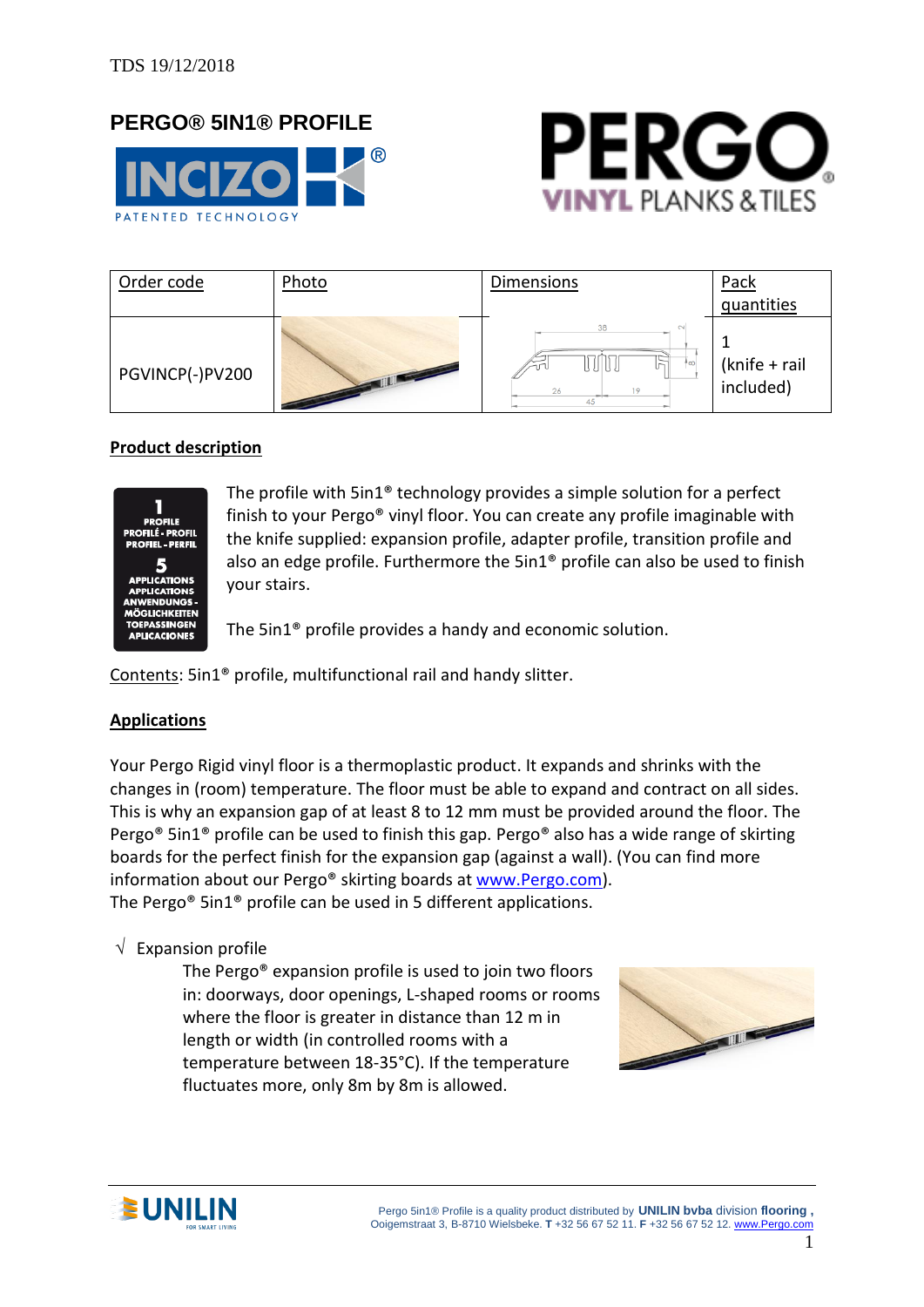TDS 19/12/2018

# PERGO® 5IN1® PROFILE

| Order code | Photo | Dimensions | Pack quantities |
|---|---|---|---|
| PGVINCP(-)PV200 | | | 1 (knife + rail included) |

## Product description

The profile with 5in1® technology provides a simple solution for a perfect finish to your Pergo® vinyl floor. You can create any profile imaginable with the knife supplied: expansion profile, adapter profile, transition profile and also an edge profile. Furthermore the 5in1® profile can also be used to finish your stairs.

The 5in1® profile provides a handy and economic solution.

Contents: 5in1® profile, multifunctional rail and handy slitter.

## Applications

Your Pergo Rigid vinyl floor is a thermoplastic product. It expands and shrinks with the changes in (room) temperature. The floor must be able to expand and contract on all sides. This is why an expansion gap of at least 8 to 12 mm must be provided around the floor. The Pergo® 5in1® profile can be used to finish this gap. Pergo® also has a wide range of skirting boards for the perfect finish for the expansion gap (against a wall). (You can find more information about our Pergo® skirting boards at www.Pergo.com).
The Pergo® 5in1® profile can be used in 5 different applications.

- √ Expansion profile

  The Pergo® expansion profile is used to join two floors in: doorways, door openings, L-shaped rooms or rooms where the floor is greater in distance than 12 m in length or width (in controlled rooms with a temperature between 18-35°C). If the temperature fluctuates more, only 8m by 8m is allowed.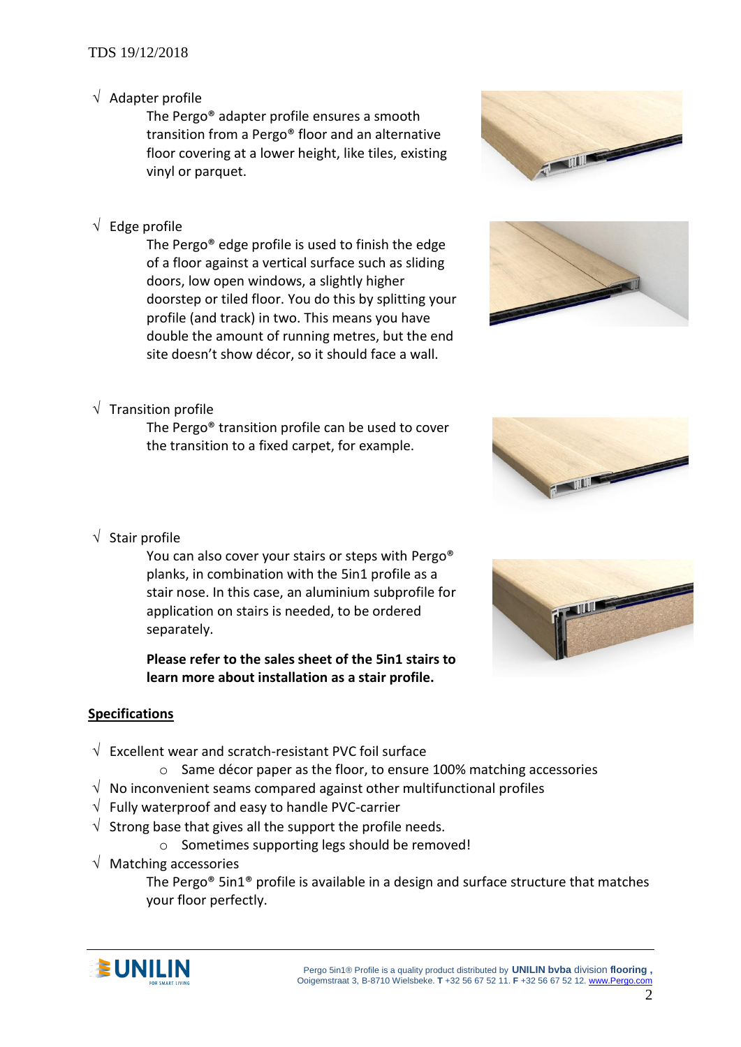- √ Adapter profile

  The Pergo® adapter profile ensures a smooth transition from a Pergo® floor and an alternative floor covering at a lower height, like tiles, existing vinyl or parquet.

- √ Edge profile

  The Pergo® edge profile is used to finish the edge of a floor against a vertical surface such as sliding doors, low open windows, a slightly higher doorstep or tiled floor. You do this by splitting your profile (and track) in two. This means you have double the amount of running metres, but the end site doesn't show décor, so it should face a wall.

- √ Transition profile

  The Pergo® transition profile can be used to cover the transition to a fixed carpet, for example.

- √ Stair profile

  You can also cover your stairs or steps with Pergo® planks, in combination with the 5in1 profile as a stair nose. In this case, an aluminium subprofile for application on stairs is needed, to be ordered separately.

  **Please refer to the sales sheet of the 5in1 stairs to learn more about installation as a stair profile.**

## Specifications

- √ Excellent wear and scratch-resistant PVC foil surface
  - Same décor paper as the floor, to ensure 100% matching accessories
- √ No inconvenient seams compared against other multifunctional profiles
- √ Fully waterproof and easy to handle PVC-carrier
- √ Strong base that gives all the support the profile needs.
  - Sometimes supporting legs should be removed!
- √ Matching accessories

  The Pergo® 5in1® profile is available in a design and surface structure that matches your floor perfectly.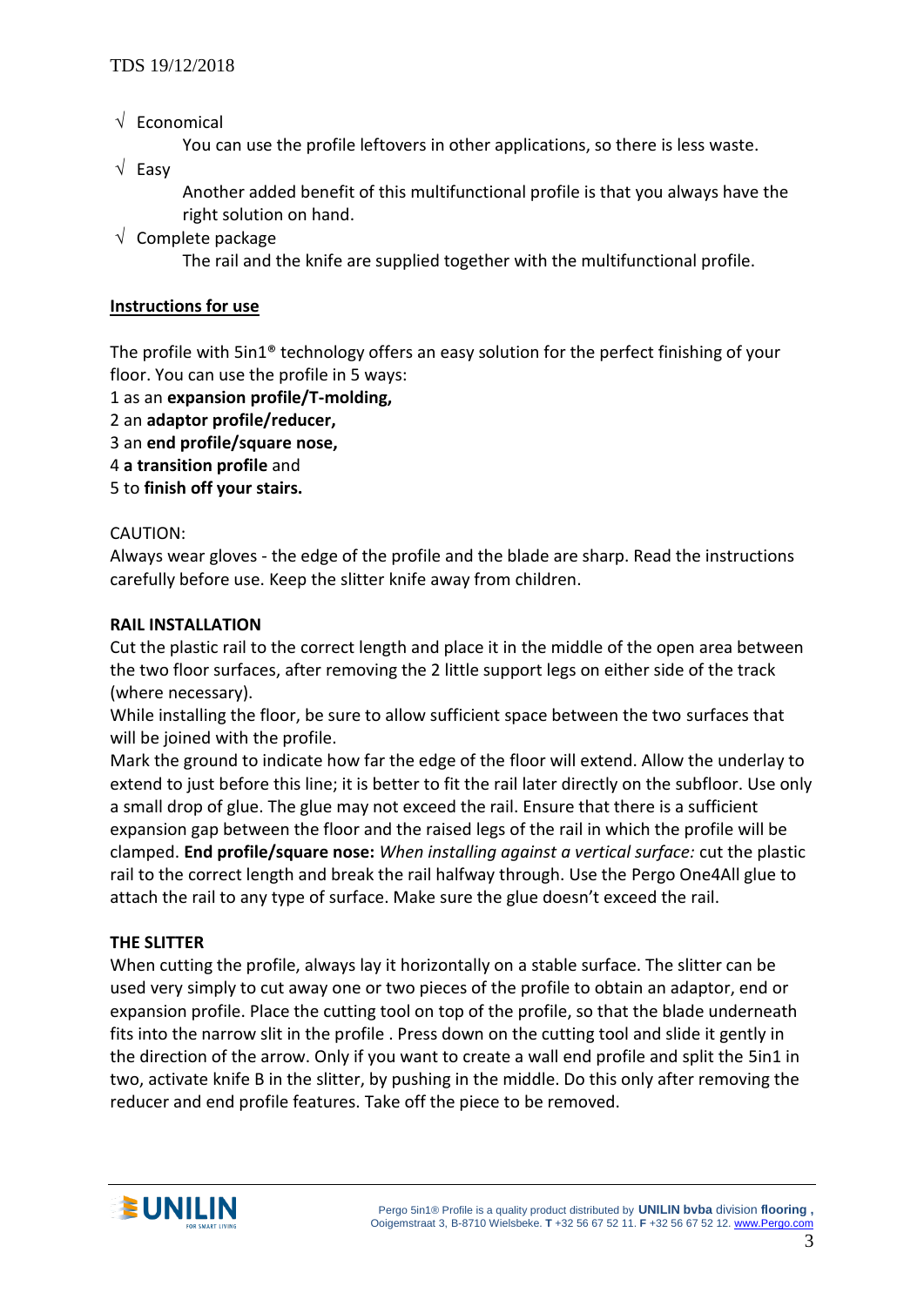√ Economical

You can use the profile leftovers in other applications, so there is less waste.

√ Easy

Another added benefit of this multifunctional profile is that you always have the right solution on hand.

√ Complete package

The rail and the knife are supplied together with the multifunctional profile.

## Instructions for use

The profile with 5in1® technology offers an easy solution for the perfect finishing of your floor. You can use the profile in 5 ways:

1 as an **expansion profile/T-molding,**
2 an **adaptor profile/reducer,**
3 an **end profile/square nose,**
4 **a transition profile** and
5 to **finish off your stairs.**

CAUTION:
Always wear gloves - the edge of the profile and the blade are sharp. Read the instructions carefully before use. Keep the slitter knife away from children.

**RAIL INSTALLATION**

Cut the plastic rail to the correct length and place it in the middle of the open area between the two floor surfaces, after removing the 2 little support legs on either side of the track (where necessary).
While installing the floor, be sure to allow sufficient space between the two surfaces that will be joined with the profile.
Mark the ground to indicate how far the edge of the floor will extend. Allow the underlay to extend to just before this line; it is better to fit the rail later directly on the subfloor. Use only a small drop of glue. The glue may not exceed the rail. Ensure that there is a sufficient expansion gap between the floor and the raised legs of the rail in which the profile will be clamped. **End profile/square nose:** *When installing against a vertical surface:* cut the plastic rail to the correct length and break the rail halfway through. Use the Pergo One4All glue to attach the rail to any type of surface. Make sure the glue doesn't exceed the rail.

**THE SLITTER**

When cutting the profile, always lay it horizontally on a stable surface. The slitter can be used very simply to cut away one or two pieces of the profile to obtain an adaptor, end or expansion profile. Place the cutting tool on top of the profile, so that the blade underneath fits into the narrow slit in the profile . Press down on the cutting tool and slide it gently in the direction of the arrow. Only if you want to create a wall end profile and split the 5in1 in two, activate knife B in the slitter, by pushing in the middle. Do this only after removing the reducer and end profile features. Take off the piece to be removed.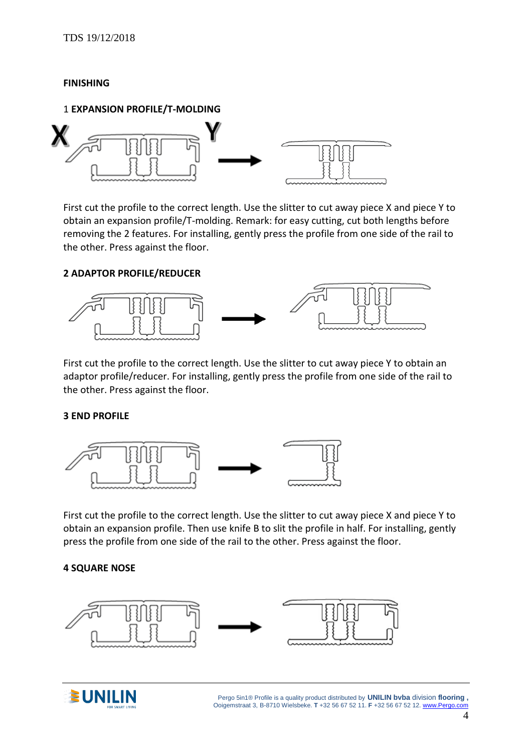## FINISHING

### 1 **EXPANSION PROFILE/T-MOLDING**

X Y

First cut the profile to the correct length. Use the slitter to cut away piece X and piece Y to obtain an expansion profile/T-molding. Remark: for easy cutting, cut both lengths before removing the 2 features. For installing, gently press the profile from one side of the rail to the other. Press against the floor.

### 2 ADAPTOR PROFILE/REDUCER

First cut the profile to the correct length. Use the slitter to cut away piece Y to obtain an adaptor profile/reducer. For installing, gently press the profile from one side of the rail to the other. Press against the floor.

### 3 END PROFILE

First cut the profile to the correct length. Use the slitter to cut away piece X and piece Y to obtain an expansion profile. Then use knife B to slit the profile in half. For installing, gently press the profile from one side of the rail to the other. Press against the floor.

### 4 SQUARE NOSE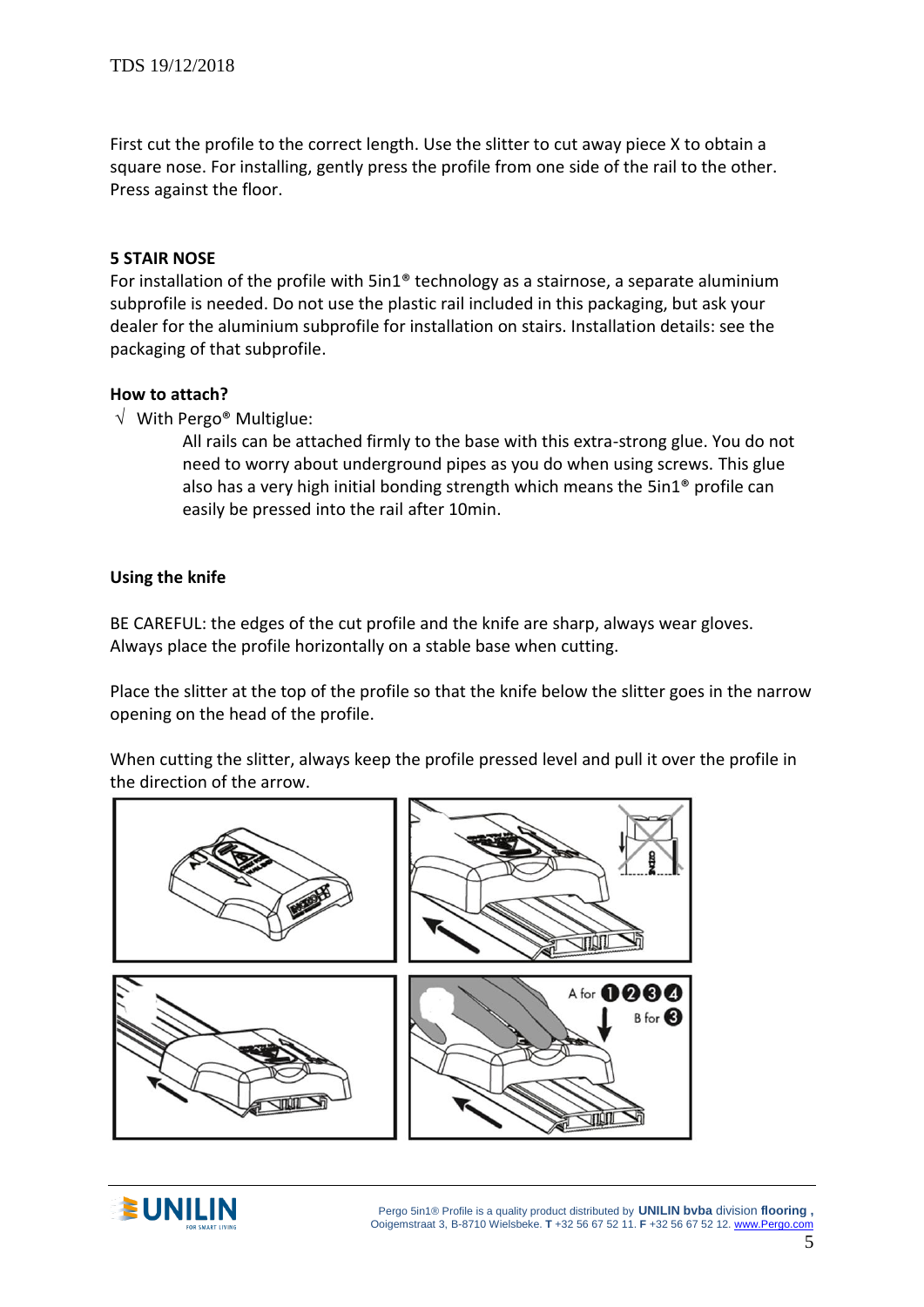First cut the profile to the correct length. Use the slitter to cut away piece X to obtain a square nose. For installing, gently press the profile from one side of the rail to the other. Press against the floor.

**5 STAIR NOSE**

For installation of the profile with 5in1® technology as a stairnose, a separate aluminium subprofile is needed. Do not use the plastic rail included in this packaging, but ask your dealer for the aluminium subprofile for installation on stairs. Installation details: see the packaging of that subprofile.

**How to attach?**

√ With Pergo® Multiglue:

All rails can be attached firmly to the base with this extra-strong glue. You do not need to worry about underground pipes as you do when using screws. This glue also has a very high initial bonding strength which means the 5in1® profile can easily be pressed into the rail after 10min.

**Using the knife**

BE CAREFUL: the edges of the cut profile and the knife are sharp, always wear gloves. Always place the profile horizontally on a stable base when cutting.

Place the slitter at the top of the profile so that the knife below the slitter goes in the narrow opening on the head of the profile.

When cutting the slitter, always keep the profile pressed level and pull it over the profile in the direction of the arrow.

A for 1 2 3 4

B for 3

Pergo 5in1® Profile is a quality product distributed by **UNILIN bvba** division **flooring ,** Ooigemstraat 3, B-8710 Wielsbeke. **T** +32 56 67 52 11. **F** +32 56 67 52 12. www.Pergo.com